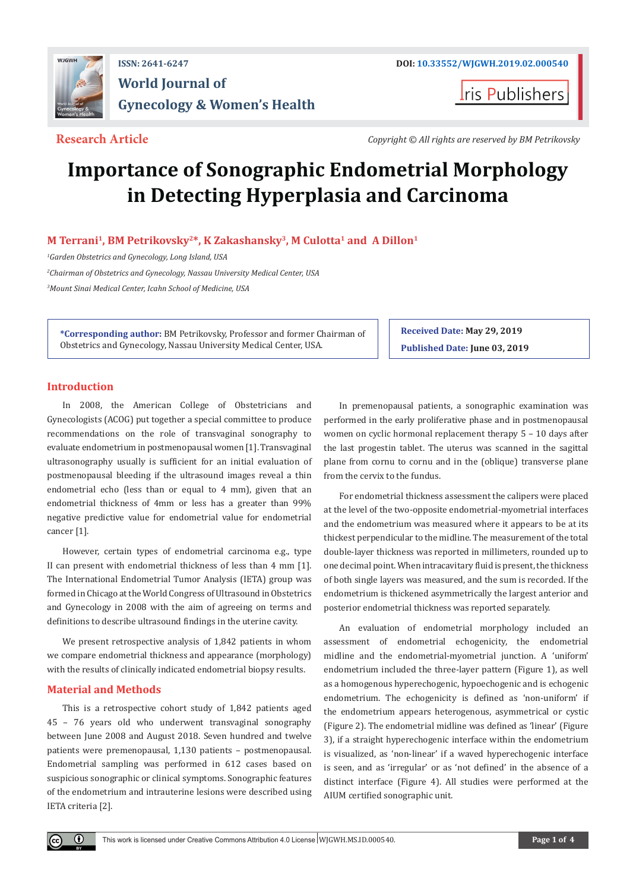ISSN: 2641-6247

DOI: 10.33552/WJGWH.2019.02.000540

World Journal of Gynecology & Women's Health

Iris Publishers

**Research Article**

*Copyright © All rights are reserved by BM Petrikovsky*

# Importance of Sonographic Endometrial Morphology in Detecting Hyperplasia and Carcinoma

**M Terrani[1], BM Petrikovsky[2]\*, K Zakashansky[3], M Culotta[1] and A Dillon[1]**

[1]*Garden Obstetrics and Gynecology, Long Island, USA*

[2]*Chairman of Obstetrics and Gynecology, Nassau University Medical Center, USA*

[3]*Mount Sinai Medical Center, Icahn School of Medicine, USA*

**\*Corresponding author:** BM Petrikovsky, Professor and former Chairman of Obstetrics and Gynecology, Nassau University Medical Center, USA.

**Received Date:** May 29, 2019

**Published Date:** June 03, 2019

## Introduction

In 2008, the American College of Obstetricians and Gynecologists (ACOG) put together a special committee to produce recommendations on the role of transvaginal sonography to evaluate endometrium in postmenopausal women [1]. Transvaginal ultrasonography usually is sufficient for an initial evaluation of postmenopausal bleeding if the ultrasound images reveal a thin endometrial echo (less than or equal to 4 mm), given that an endometrial thickness of 4mm or less has a greater than 99% negative predictive value for endometrial value for endometrial cancer [1].

However, certain types of endometrial carcinoma e.g., type II can present with endometrial thickness of less than 4 mm [1]. The International Endometrial Tumor Analysis (IETA) group was formed in Chicago at the World Congress of Ultrasound in Obstetrics and Gynecology in 2008 with the aim of agreeing on terms and definitions to describe ultrasound findings in the uterine cavity.

We present retrospective analysis of 1,842 patients in whom we compare endometrial thickness and appearance (morphology) with the results of clinically indicated endometrial biopsy results.

## Material and Methods

This is a retrospective cohort study of 1,842 patients aged 45 – 76 years old who underwent transvaginal sonography between June 2008 and August 2018. Seven hundred and twelve patients were premenopausal, 1,130 patients – postmenopausal. Endometrial sampling was performed in 612 cases based on suspicious sonographic or clinical symptoms. Sonographic features of the endometrium and intrauterine lesions were described using IETA criteria [2].

In premenopausal patients, a sonographic examination was performed in the early proliferative phase and in postmenopausal women on cyclic hormonal replacement therapy 5 – 10 days after the last progestin tablet. The uterus was scanned in the sagittal plane from cornu to cornu and in the (oblique) transverse plane from the cervix to the fundus.

For endometrial thickness assessment the calipers were placed at the level of the two-opposite endometrial-myometrial interfaces and the endometrium was measured where it appears to be at its thickest perpendicular to the midline. The measurement of the total double-layer thickness was reported in millimeters, rounded up to one decimal point. When intracavitary fluid is present, the thickness of both single layers was measured, and the sum is recorded. If the endometrium is thickened asymmetrically the largest anterior and posterior endometrial thickness was reported separately.

An evaluation of endometrial morphology included an assessment of endometrial echogenicity, the endometrial midline and the endometrial-myometrial junction. A 'uniform' endometrium included the three-layer pattern (Figure 1), as well as a homogenous hyperechogenic, hypoechogenic and is echogenic endometrium. The echogenicity is defined as 'non-uniform' if the endometrium appears heterogenous, asymmetrical or cystic (Figure 2). The endometrial midline was defined as 'linear' (Figure 3), if a straight hyperechogenic interface within the endometrium is visualized, as 'non-linear' if a waved hyperechogenic interface is seen, and as 'irregular' or as 'not defined' in the absence of a distinct interface (Figure 4). All studies were performed at the AIUM certified sonographic unit.

This work is licensed under Creative Commons Attribution 4.0 License WJGWH.MS.ID.000540.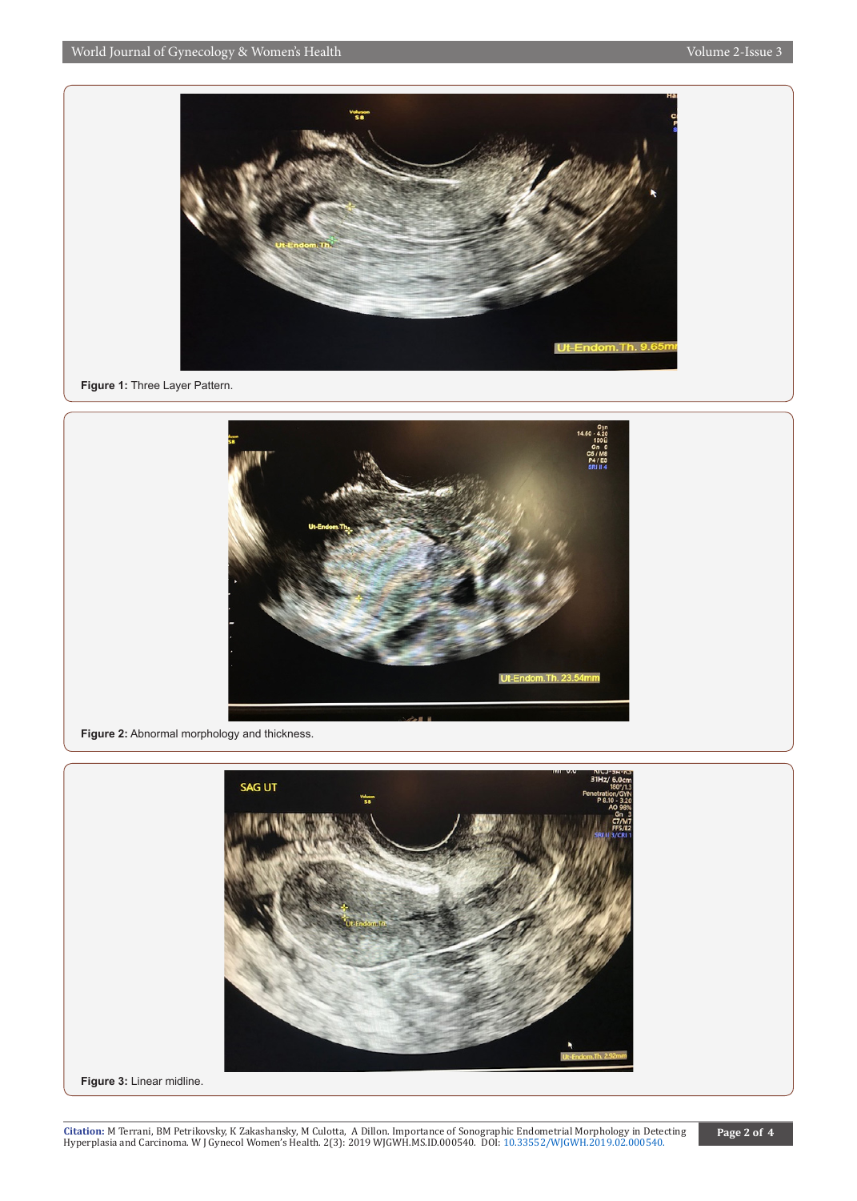**Figure 1:** Three Layer Pattern.

**Figure 2:** Abnormal morphology and thickness.

**Figure 3:** Linear midline.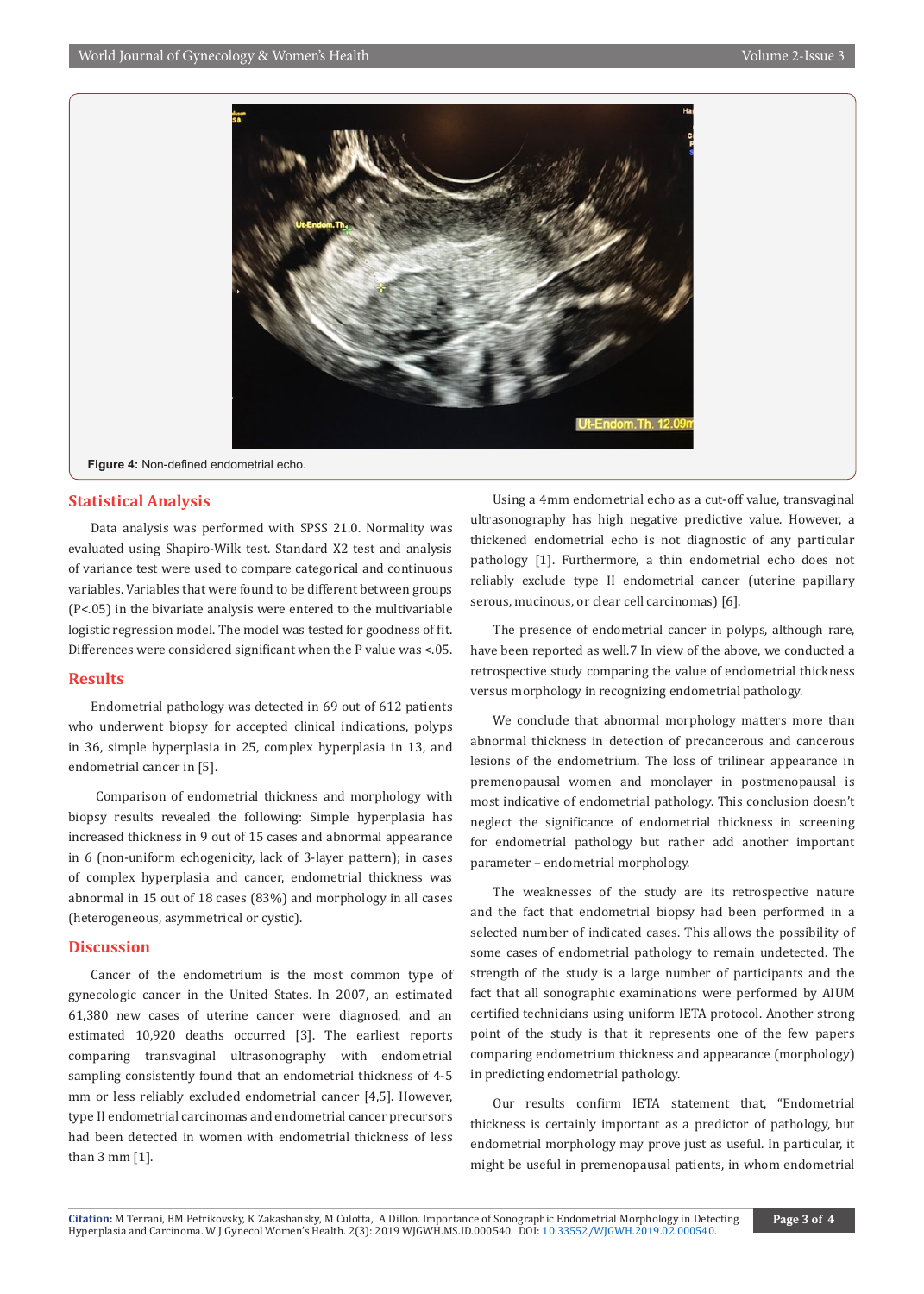Figure 4: Non-defined endometrial echo.

## Statistical Analysis

Data analysis was performed with SPSS 21.0. Normality was evaluated using Shapiro-Wilk test. Standard X2 test and analysis of variance test were used to compare categorical and continuous variables. Variables that were found to be different between groups (P<.05) in the bivariate analysis were entered to the multivariable logistic regression model. The model was tested for goodness of fit. Differences were considered significant when the P value was <.05.

## Results

Endometrial pathology was detected in 69 out of 612 patients who underwent biopsy for accepted clinical indications, polyps in 36, simple hyperplasia in 25, complex hyperplasia in 13, and endometrial cancer in [5].

Comparison of endometrial thickness and morphology with biopsy results revealed the following: Simple hyperplasia has increased thickness in 9 out of 15 cases and abnormal appearance in 6 (non-uniform echogenicity, lack of 3-layer pattern); in cases of complex hyperplasia and cancer, endometrial thickness was abnormal in 15 out of 18 cases (83%) and morphology in all cases (heterogeneous, asymmetrical or cystic).

## Discussion

Cancer of the endometrium is the most common type of gynecologic cancer in the United States. In 2007, an estimated 61,380 new cases of uterine cancer were diagnosed, and an estimated 10,920 deaths occurred [3]. The earliest reports comparing transvaginal ultrasonography with endometrial sampling consistently found that an endometrial thickness of 4-5 mm or less reliably excluded endometrial cancer [4,5]. However, type II endometrial carcinomas and endometrial cancer precursors had been detected in women with endometrial thickness of less than 3 mm [1].

Using a 4mm endometrial echo as a cut-off value, transvaginal ultrasonography has high negative predictive value. However, a thickened endometrial echo is not diagnostic of any particular pathology [1]. Furthermore, a thin endometrial echo does not reliably exclude type II endometrial cancer (uterine papillary serous, mucinous, or clear cell carcinomas) [6].

The presence of endometrial cancer in polyps, although rare, have been reported as well.7 In view of the above, we conducted a retrospective study comparing the value of endometrial thickness versus morphology in recognizing endometrial pathology.

We conclude that abnormal morphology matters more than abnormal thickness in detection of precancerous and cancerous lesions of the endometrium. The loss of trilinear appearance in premenopausal women and monolayer in postmenopausal is most indicative of endometrial pathology. This conclusion doesn't neglect the significance of endometrial thickness in screening for endometrial pathology but rather add another important parameter – endometrial morphology.

The weaknesses of the study are its retrospective nature and the fact that endometrial biopsy had been performed in a selected number of indicated cases. This allows the possibility of some cases of endometrial pathology to remain undetected. The strength of the study is a large number of participants and the fact that all sonographic examinations were performed by AIUM certified technicians using uniform IETA protocol. Another strong point of the study is that it represents one of the few papers comparing endometrium thickness and appearance (morphology) in predicting endometrial pathology.

Our results confirm IETA statement that, "Endometrial thickness is certainly important as a predictor of pathology, but endometrial morphology may prove just as useful. In particular, it might be useful in premenopausal patients, in whom endometrial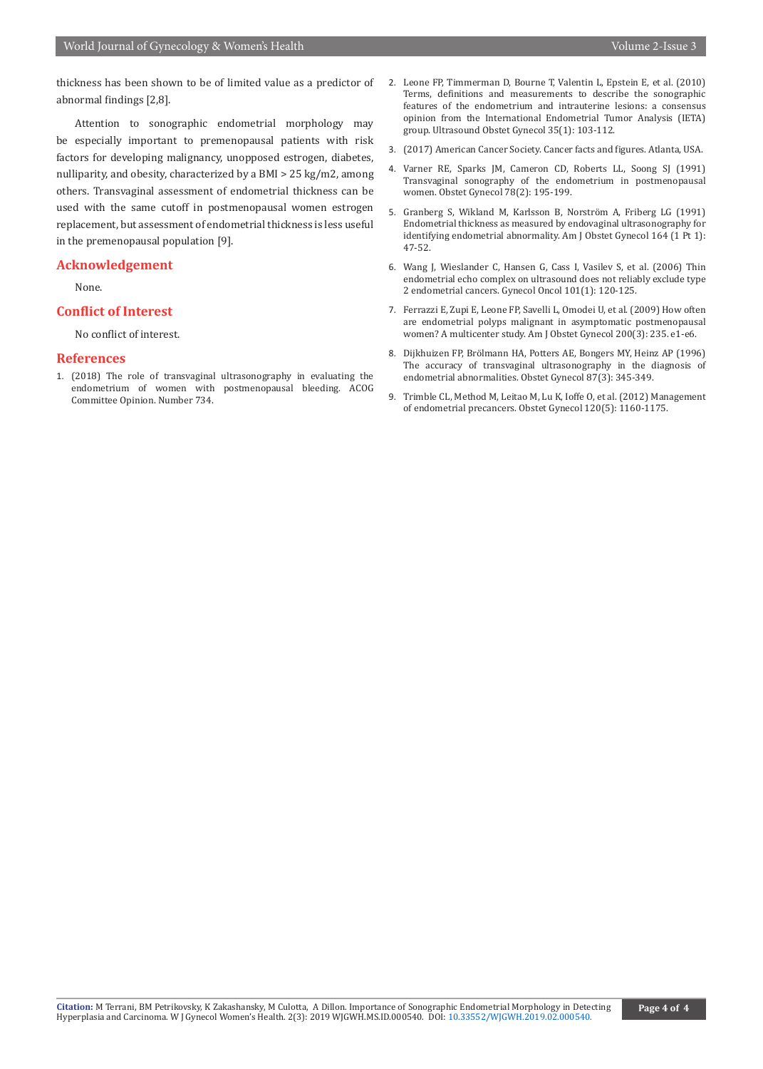thickness has been shown to be of limited value as a predictor of abnormal findings [2,8].

Attention to sonographic endometrial morphology may be especially important to premenopausal patients with risk factors for developing malignancy, unopposed estrogen, diabetes, nulliparity, and obesity, characterized by a BMI > 25 kg/m2, among others. Transvaginal assessment of endometrial thickness can be used with the same cutoff in postmenopausal women estrogen replacement, but assessment of endometrial thickness is less useful in the premenopausal population [9].

## Acknowledgement

None.

## Conflict of Interest

No conflict of interest.

## References

1. (2018) The role of transvaginal ultrasonography in evaluating the endometrium of women with postmenopausal bleeding. ACOG Committee Opinion. Number 734.
2. Leone FP, Timmerman D, Bourne T, Valentin L, Epstein E, et al. (2010) Terms, definitions and measurements to describe the sonographic features of the endometrium and intrauterine lesions: a consensus opinion from the International Endometrial Tumor Analysis (IETA) group. Ultrasound Obstet Gynecol 35(1): 103-112.
3. (2017) American Cancer Society. Cancer facts and figures. Atlanta, USA.
4. Varner RE, Sparks JM, Cameron CD, Roberts LL, Soong SJ (1991) Transvaginal sonography of the endometrium in postmenopausal women. Obstet Gynecol 78(2): 195-199.
5. Granberg S, Wikland M, Karlsson B, Norström A, Friberg LG (1991) Endometrial thickness as measured by endovaginal ultrasonography for identifying endometrial abnormality. Am J Obstet Gynecol 164 (1 Pt 1): 47-52.
6. Wang J, Wieslander C, Hansen G, Cass I, Vasilev S, et al. (2006) Thin endometrial echo complex on ultrasound does not reliably exclude type 2 endometrial cancers. Gynecol Oncol 101(1): 120-125.
7. Ferrazzi E, Zupi E, Leone FP, Savelli L, Omodei U, et al. (2009) How often are endometrial polyps malignant in asymptomatic postmenopausal women? A multicenter study. Am J Obstet Gynecol 200(3): 235. e1-e6.
8. Dijkhuizen FP, Brölmann HA, Potters AE, Bongers MY, Heinz AP (1996) The accuracy of transvaginal ultrasonography in the diagnosis of endometrial abnormalities. Obstet Gynecol 87(3): 345-349.
9. Trimble CL, Method M, Leitao M, Lu K, Ioffe O, et al. (2012) Management of endometrial precancers. Obstet Gynecol 120(5): 1160-1175.